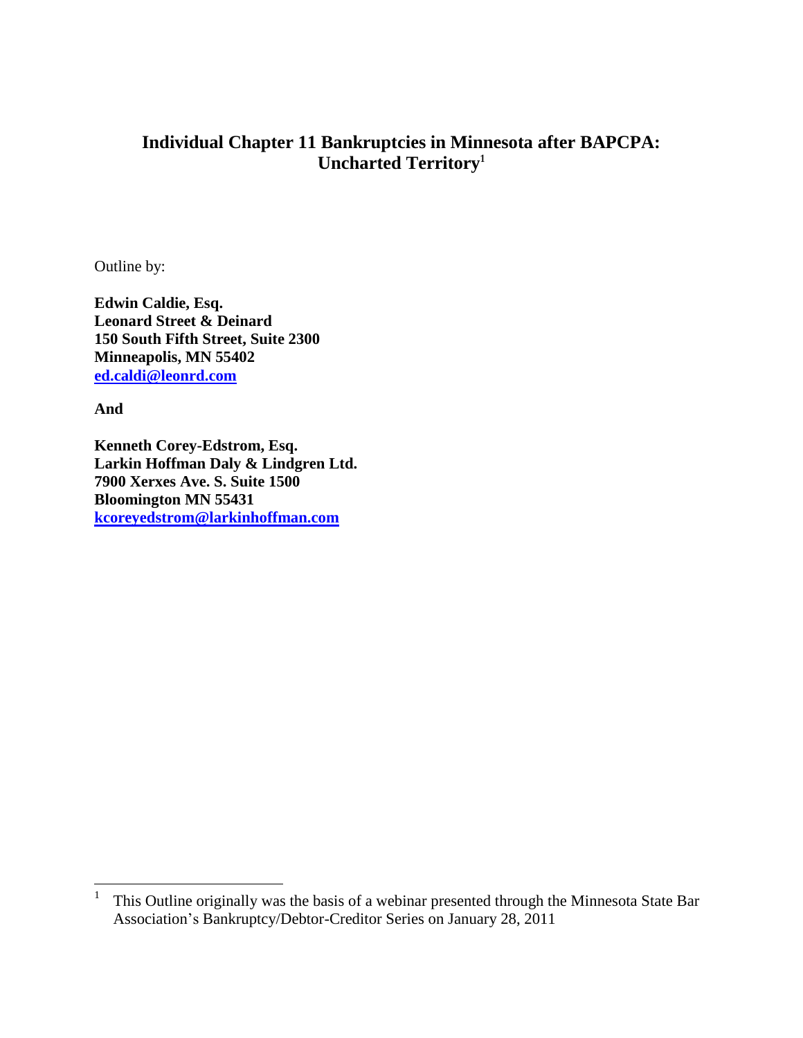# Individual Chapter 11 Bankruptcies in Minnesota after BAPCPA: Uncharted Territory[1]

Outline by:

**Edwin Caldie, Esq.**
**Leonard Street & Deinard**
**150 South Fifth Street, Suite 2300**
**Minneapolis, MN 55402**
**ed.caldi@leonrd.com**

**And**

**Kenneth Corey-Edstrom, Esq.**
**Larkin Hoffman Daly & Lindgren Ltd.**
**7900 Xerxes Ave. S. Suite 1500**
**Bloomington MN 55431**
**kcoreyedstrom@larkinhoffman.com**

---

[1] This Outline originally was the basis of a webinar presented through the Minnesota State Bar Association's Bankruptcy/Debtor-Creditor Series on January 28, 2011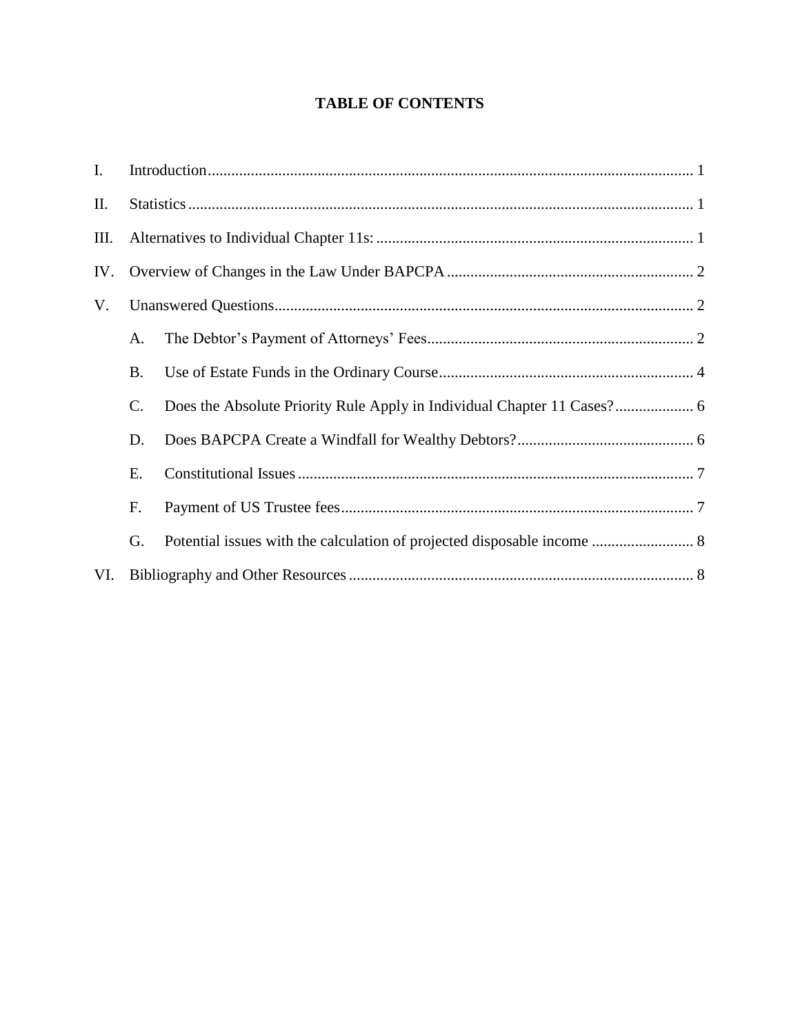# TABLE OF CONTENTS

I. Introduction ........................................................................................................................ 1

II. Statistics ............................................................................................................................. 1

III. Alternatives to Individual Chapter 11s: ................................................................................ 1

IV. Overview of Changes in the Law Under BAPCPA .............................................................. 2

V. Unanswered Questions......................................................................................................... 2

- A. The Debtor's Payment of Attorneys' Fees.................................................................... 2
- B. Use of Estate Funds in the Ordinary Course................................................................. 4
- C. Does the Absolute Priority Rule Apply in Individual Chapter 11 Cases?.................... 6
- D. Does BAPCPA Create a Windfall for Wealthy Debtors?............................................. 6
- E. Constitutional Issues .................................................................................................... 7
- F. Payment of US Trustee fees.......................................................................................... 7
- G. Potential issues with the calculation of projected disposable income .......................... 8

VI. Bibliography and Other Resources ....................................................................................... 8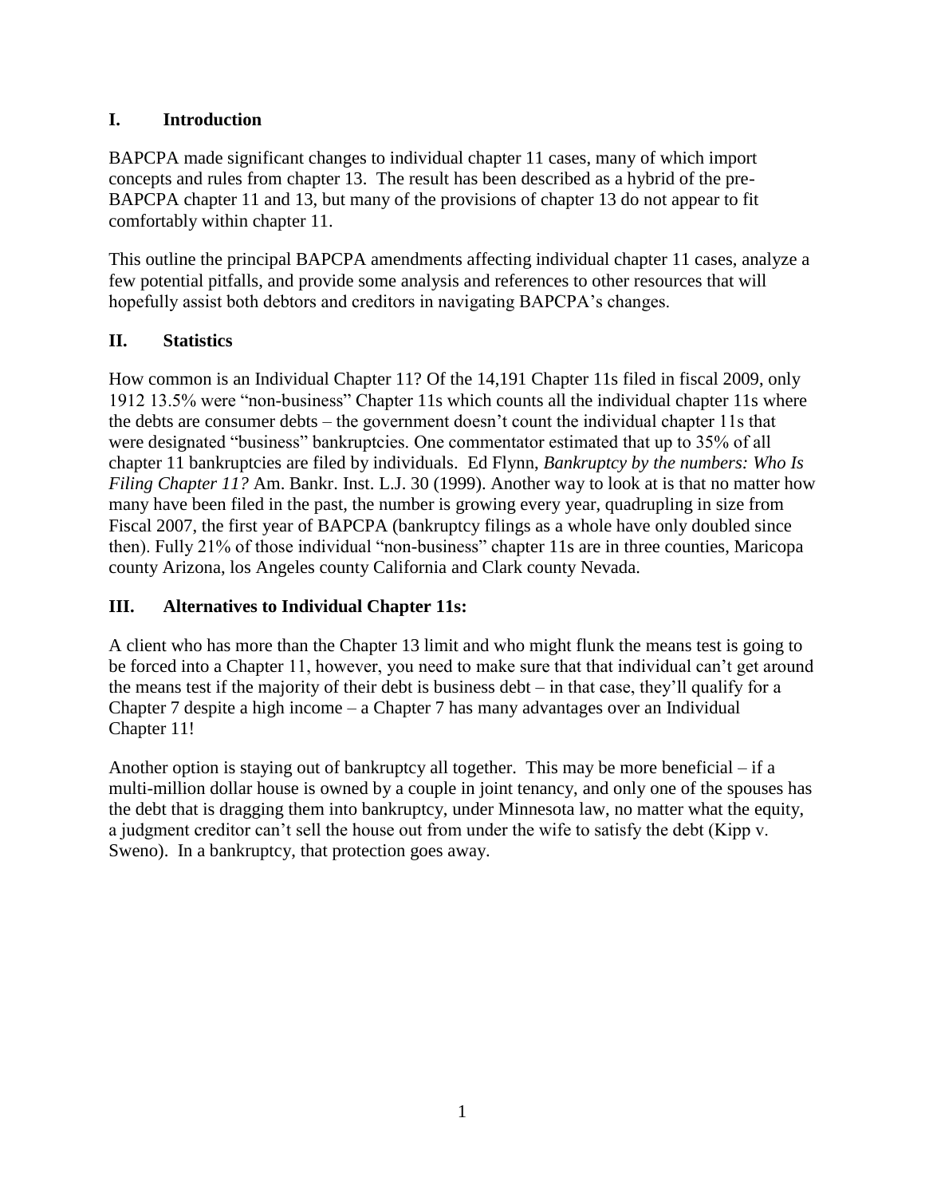## I. Introduction

BAPCPA made significant changes to individual chapter 11 cases, many of which import concepts and rules from chapter 13. The result has been described as a hybrid of the pre-BAPCPA chapter 11 and 13, but many of the provisions of chapter 13 do not appear to fit comfortably within chapter 11.

This outline the principal BAPCPA amendments affecting individual chapter 11 cases, analyze a few potential pitfalls, and provide some analysis and references to other resources that will hopefully assist both debtors and creditors in navigating BAPCPA's changes.

## II. Statistics

How common is an Individual Chapter 11? Of the 14,191 Chapter 11s filed in fiscal 2009, only 1912 13.5% were "non-business" Chapter 11s which counts all the individual chapter 11s where the debts are consumer debts – the government doesn't count the individual chapter 11s that were designated "business" bankruptcies. One commentator estimated that up to 35% of all chapter 11 bankruptcies are filed by individuals. Ed Flynn, *Bankruptcy by the numbers: Who Is Filing Chapter 11?* Am. Bankr. Inst. L.J. 30 (1999). Another way to look at is that no matter how many have been filed in the past, the number is growing every year, quadrupling in size from Fiscal 2007, the first year of BAPCPA (bankruptcy filings as a whole have only doubled since then). Fully 21% of those individual "non-business" chapter 11s are in three counties, Maricopa county Arizona, los Angeles county California and Clark county Nevada.

## III. Alternatives to Individual Chapter 11s:

A client who has more than the Chapter 13 limit and who might flunk the means test is going to be forced into a Chapter 11, however, you need to make sure that that individual can't get around the means test if the majority of their debt is business debt – in that case, they'll qualify for a Chapter 7 despite a high income – a Chapter 7 has many advantages over an Individual Chapter 11!

Another option is staying out of bankruptcy all together. This may be more beneficial – if a multi-million dollar house is owned by a couple in joint tenancy, and only one of the spouses has the debt that is dragging them into bankruptcy, under Minnesota law, no matter what the equity, a judgment creditor can't sell the house out from under the wife to satisfy the debt (Kipp v. Sweno). In a bankruptcy, that protection goes away.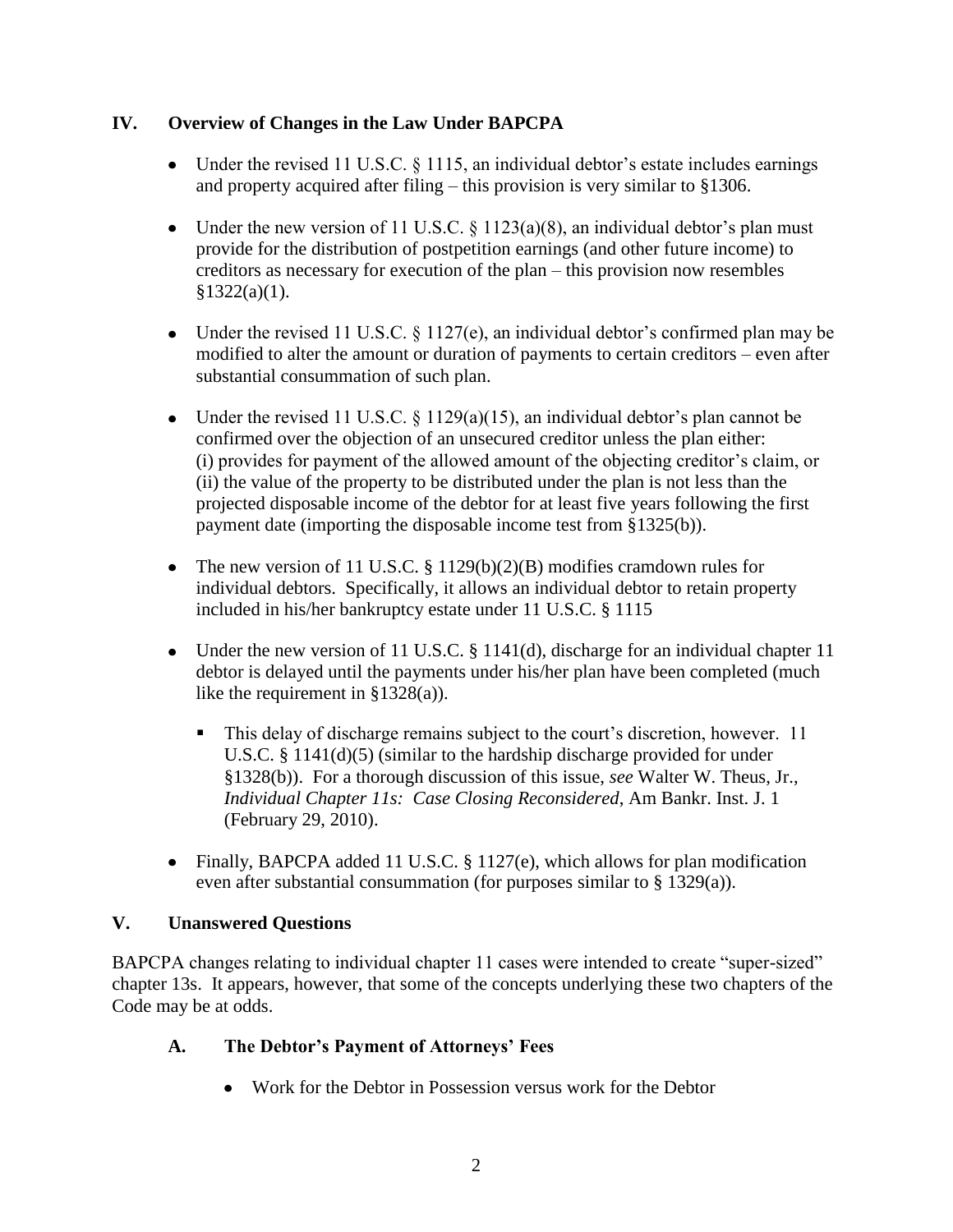## IV. Overview of Changes in the Law Under BAPCPA

- Under the revised 11 U.S.C. § 1115, an individual debtor's estate includes earnings and property acquired after filing – this provision is very similar to §1306.
- Under the new version of 11 U.S.C. § 1123(a)(8), an individual debtor's plan must provide for the distribution of postpetition earnings (and other future income) to creditors as necessary for execution of the plan – this provision now resembles §1322(a)(1).
- Under the revised 11 U.S.C. § 1127(e), an individual debtor's confirmed plan may be modified to alter the amount or duration of payments to certain creditors – even after substantial consummation of such plan.
- Under the revised 11 U.S.C. § 1129(a)(15), an individual debtor's plan cannot be confirmed over the objection of an unsecured creditor unless the plan either: (i) provides for payment of the allowed amount of the objecting creditor's claim, or (ii) the value of the property to be distributed under the plan is not less than the projected disposable income of the debtor for at least five years following the first payment date (importing the disposable income test from §1325(b)).
- The new version of 11 U.S.C. § 1129(b)(2)(B) modifies cramdown rules for individual debtors. Specifically, it allows an individual debtor to retain property included in his/her bankruptcy estate under 11 U.S.C. § 1115
- Under the new version of 11 U.S.C. § 1141(d), discharge for an individual chapter 11 debtor is delayed until the payments under his/her plan have been completed (much like the requirement in §1328(a)).
  - This delay of discharge remains subject to the court's discretion, however. 11 U.S.C. § 1141(d)(5) (similar to the hardship discharge provided for under §1328(b)). For a thorough discussion of this issue, *see* Walter W. Theus, Jr., *Individual Chapter 11s: Case Closing Reconsidered*, Am Bankr. Inst. J. 1 (February 29, 2010).
- Finally, BAPCPA added 11 U.S.C. § 1127(e), which allows for plan modification even after substantial consummation (for purposes similar to § 1329(a)).

## V. Unanswered Questions

BAPCPA changes relating to individual chapter 11 cases were intended to create "super-sized" chapter 13s. It appears, however, that some of the concepts underlying these two chapters of the Code may be at odds.

### A. The Debtor's Payment of Attorneys' Fees

- Work for the Debtor in Possession versus work for the Debtor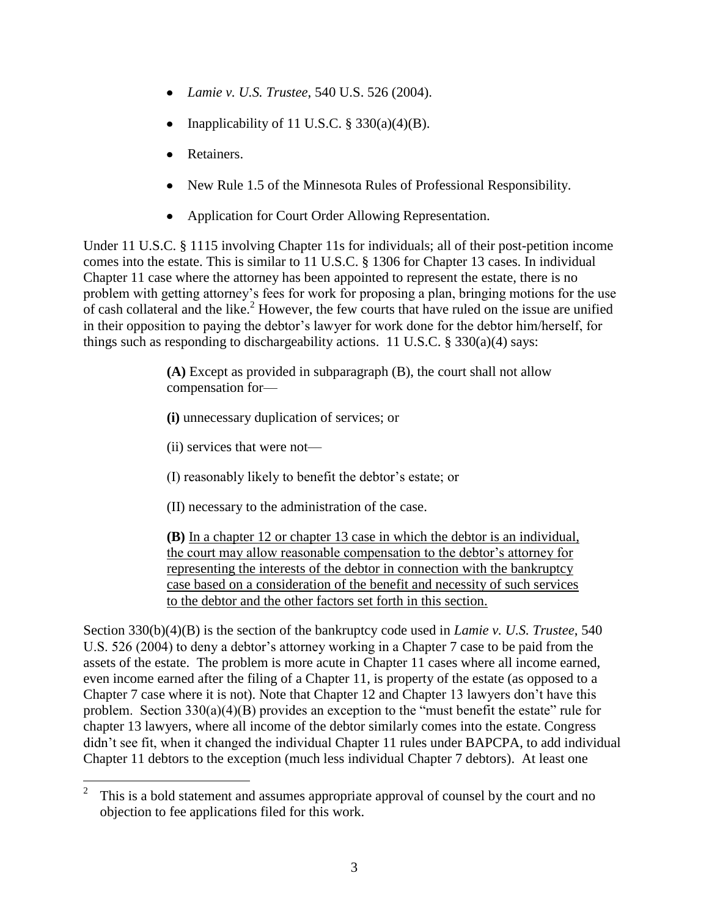- *Lamie v. U.S. Trustee*, 540 U.S. 526 (2004).
- Inapplicability of 11 U.S.C. § 330(a)(4)(B).
- Retainers.
- New Rule 1.5 of the Minnesota Rules of Professional Responsibility.
- Application for Court Order Allowing Representation.

Under 11 U.S.C. § 1115 involving Chapter 11s for individuals; all of their post-petition income comes into the estate. This is similar to 11 U.S.C. § 1306 for Chapter 13 cases. In individual Chapter 11 case where the attorney has been appointed to represent the estate, there is no problem with getting attorney's fees for work for proposing a plan, bringing motions for the use of cash collateral and the like.[2] However, the few courts that have ruled on the issue are unified in their opposition to paying the debtor's lawyer for work done for the debtor him/herself, for things such as responding to dischargeability actions. 11 U.S.C. § 330(a)(4) says:

> **(A)** Except as provided in subparagraph (B), the court shall not allow compensation for—
>
> **(i)** unnecessary duplication of services; or
>
> (ii) services that were not—
>
> (I) reasonably likely to benefit the debtor's estate; or
>
> (II) necessary to the administration of the case.
>
> **(B)** <u>In a chapter 12 or chapter 13 case in which the debtor is an individual, the court may allow reasonable compensation to the debtor's attorney for representing the interests of the debtor in connection with the bankruptcy case based on a consideration of the benefit and necessity of such services to the debtor and the other factors set forth in this section.</u>

Section 330(b)(4)(B) is the section of the bankruptcy code used in *Lamie v. U.S. Trustee*, 540 U.S. 526 (2004) to deny a debtor's attorney working in a Chapter 7 case to be paid from the assets of the estate. The problem is more acute in Chapter 11 cases where all income earned, even income earned after the filing of a Chapter 11, is property of the estate (as opposed to a Chapter 7 case where it is not). Note that Chapter 12 and Chapter 13 lawyers don't have this problem. Section 330(a)(4)(B) provides an exception to the "must benefit the estate" rule for chapter 13 lawyers, where all income of the debtor similarly comes into the estate. Congress didn't see fit, when it changed the individual Chapter 11 rules under BAPCPA, to add individual Chapter 11 debtors to the exception (much less individual Chapter 7 debtors). At least one

[2] This is a bold statement and assumes appropriate approval of counsel by the court and no objection to fee applications filed for this work.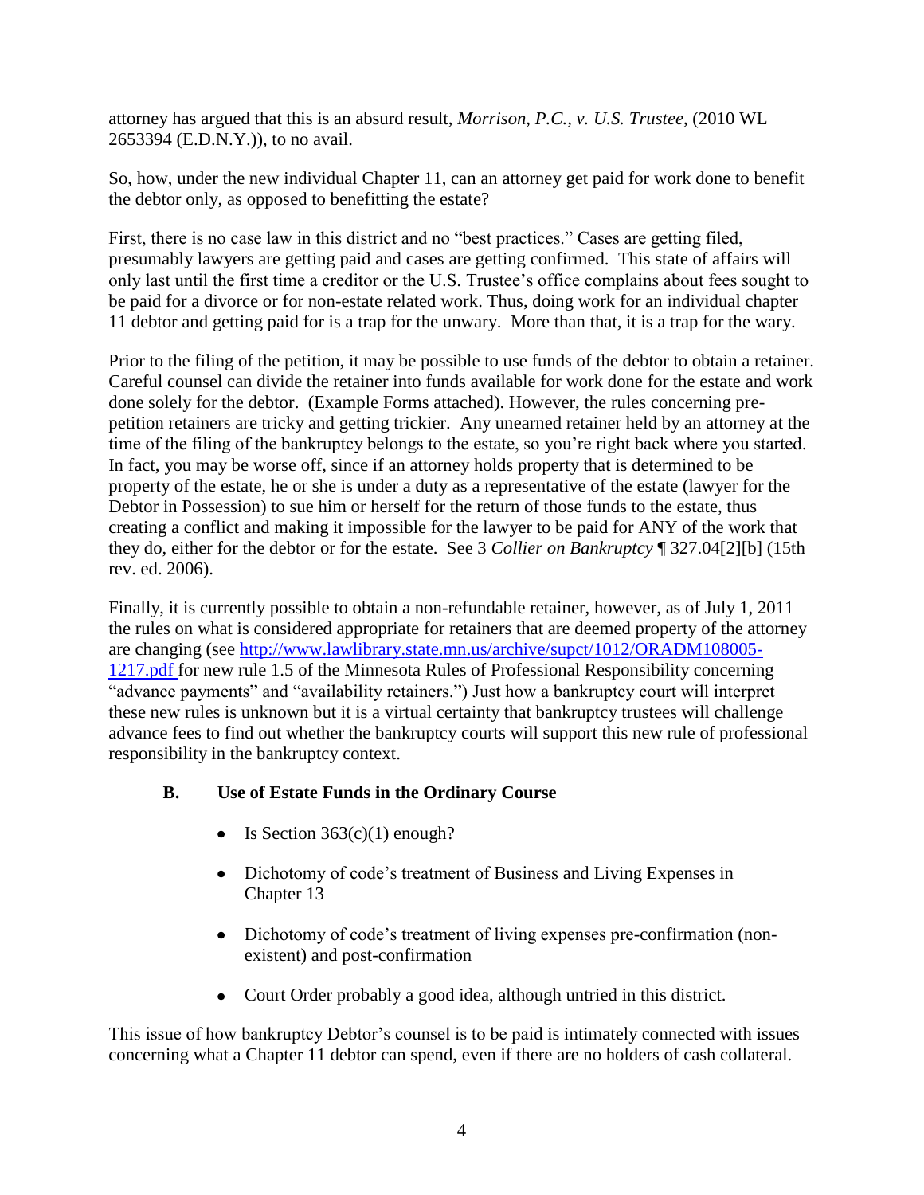attorney has argued that this is an absurd result, *Morrison, P.C., v. U.S. Trustee*, (2010 WL 2653394 (E.D.N.Y.)), to no avail.

So, how, under the new individual Chapter 11, can an attorney get paid for work done to benefit the debtor only, as opposed to benefitting the estate?

First, there is no case law in this district and no "best practices." Cases are getting filed, presumably lawyers are getting paid and cases are getting confirmed. This state of affairs will only last until the first time a creditor or the U.S. Trustee's office complains about fees sought to be paid for a divorce or for non-estate related work. Thus, doing work for an individual chapter 11 debtor and getting paid for is a trap for the unwary. More than that, it is a trap for the wary.

Prior to the filing of the petition, it may be possible to use funds of the debtor to obtain a retainer. Careful counsel can divide the retainer into funds available for work done for the estate and work done solely for the debtor. (Example Forms attached). However, the rules concerning pre-petition retainers are tricky and getting trickier. Any unearned retainer held by an attorney at the time of the filing of the bankruptcy belongs to the estate, so you're right back where you started. In fact, you may be worse off, since if an attorney holds property that is determined to be property of the estate, he or she is under a duty as a representative of the estate (lawyer for the Debtor in Possession) to sue him or herself for the return of those funds to the estate, thus creating a conflict and making it impossible for the lawyer to be paid for ANY of the work that they do, either for the debtor or for the estate. See 3 *Collier on Bankruptcy* ¶ 327.04[2][b] (15th rev. ed. 2006).

Finally, it is currently possible to obtain a non-refundable retainer, however, as of July 1, 2011 the rules on what is considered appropriate for retainers that are deemed property of the attorney are changing (see [http://www.lawlibrary.state.mn.us/archive/supct/1012/ORADM108005-1217.pdf](http://www.lawlibrary.state.mn.us/archive/supct/1012/ORADM108005-1217.pdf) for new rule 1.5 of the Minnesota Rules of Professional Responsibility concerning "advance payments" and "availability retainers.") Just how a bankruptcy court will interpret these new rules is unknown but it is a virtual certainty that bankruptcy trustees will challenge advance fees to find out whether the bankruptcy courts will support this new rule of professional responsibility in the bankruptcy context.

## B. Use of Estate Funds in the Ordinary Course

- Is Section 363(c)(1) enough?
- Dichotomy of code's treatment of Business and Living Expenses in Chapter 13
- Dichotomy of code's treatment of living expenses pre-confirmation (non-existent) and post-confirmation
- Court Order probably a good idea, although untried in this district.

This issue of how bankruptcy Debtor's counsel is to be paid is intimately connected with issues concerning what a Chapter 11 debtor can spend, even if there are no holders of cash collateral.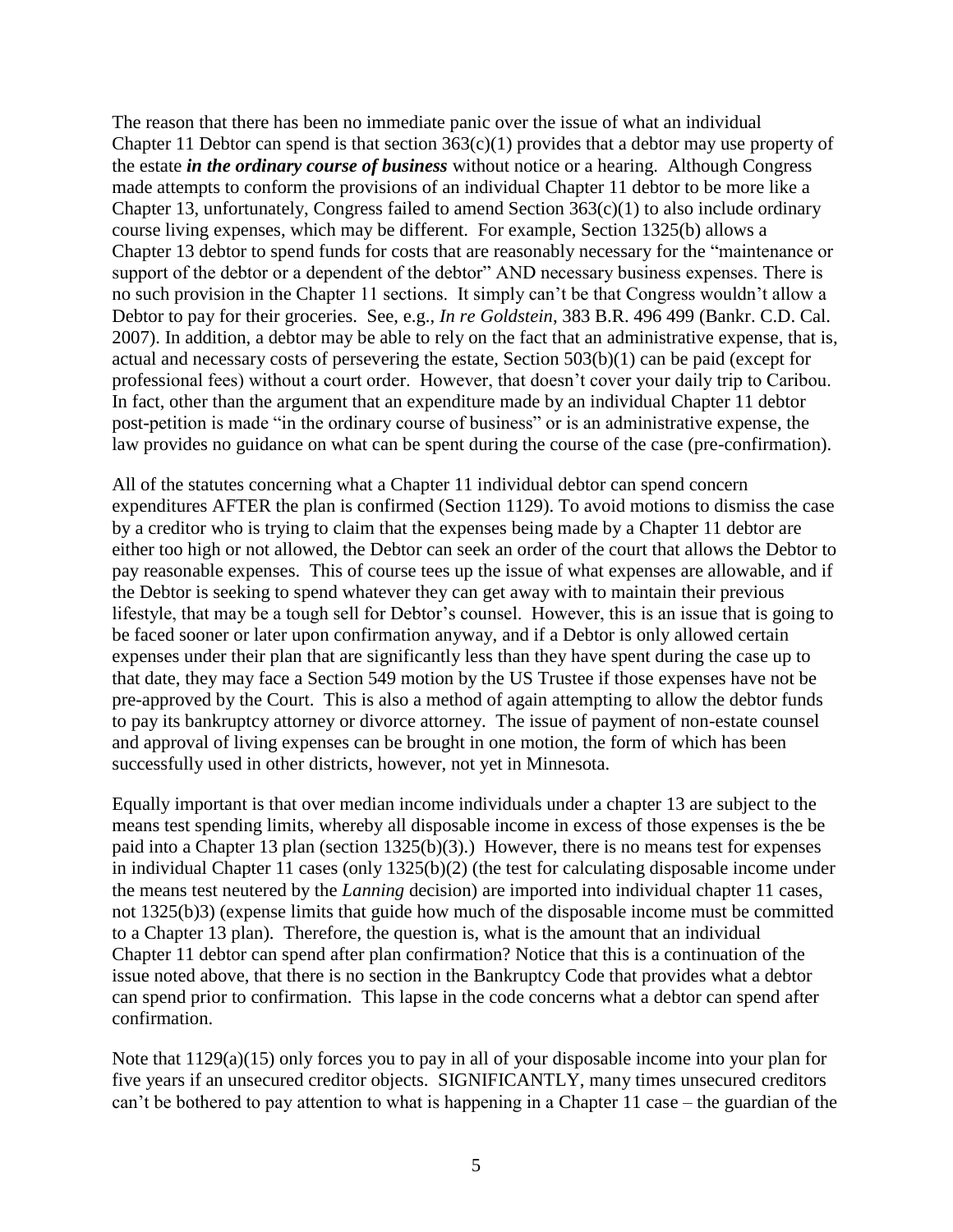The reason that there has been no immediate panic over the issue of what an individual Chapter 11 Debtor can spend is that section 363(c)(1) provides that a debtor may use property of the estate ***in the ordinary course of business*** without notice or a hearing. Although Congress made attempts to conform the provisions of an individual Chapter 11 debtor to be more like a Chapter 13, unfortunately, Congress failed to amend Section 363(c)(1) to also include ordinary course living expenses, which may be different. For example, Section 1325(b) allows a Chapter 13 debtor to spend funds for costs that are reasonably necessary for the "maintenance or support of the debtor or a dependent of the debtor" AND necessary business expenses. There is no such provision in the Chapter 11 sections. It simply can't be that Congress wouldn't allow a Debtor to pay for their groceries. See, e.g., *In re Goldstein*, 383 B.R. 496 499 (Bankr. C.D. Cal. 2007). In addition, a debtor may be able to rely on the fact that an administrative expense, that is, actual and necessary costs of persevering the estate, Section 503(b)(1) can be paid (except for professional fees) without a court order. However, that doesn't cover your daily trip to Caribou. In fact, other than the argument that an expenditure made by an individual Chapter 11 debtor post-petition is made "in the ordinary course of business" or is an administrative expense, the law provides no guidance on what can be spent during the course of the case (pre-confirmation).

All of the statutes concerning what a Chapter 11 individual debtor can spend concern expenditures AFTER the plan is confirmed (Section 1129). To avoid motions to dismiss the case by a creditor who is trying to claim that the expenses being made by a Chapter 11 debtor are either too high or not allowed, the Debtor can seek an order of the court that allows the Debtor to pay reasonable expenses. This of course tees up the issue of what expenses are allowable, and if the Debtor is seeking to spend whatever they can get away with to maintain their previous lifestyle, that may be a tough sell for Debtor's counsel. However, this is an issue that is going to be faced sooner or later upon confirmation anyway, and if a Debtor is only allowed certain expenses under their plan that are significantly less than they have spent during the case up to that date, they may face a Section 549 motion by the US Trustee if those expenses have not be pre-approved by the Court. This is also a method of again attempting to allow the debtor funds to pay its bankruptcy attorney or divorce attorney. The issue of payment of non-estate counsel and approval of living expenses can be brought in one motion, the form of which has been successfully used in other districts, however, not yet in Minnesota.

Equally important is that over median income individuals under a chapter 13 are subject to the means test spending limits, whereby all disposable income in excess of those expenses is the be paid into a Chapter 13 plan (section 1325(b)(3).) However, there is no means test for expenses in individual Chapter 11 cases (only 1325(b)(2) (the test for calculating disposable income under the means test neutered by the *Lanning* decision) are imported into individual chapter 11 cases, not 1325(b)3) (expense limits that guide how much of the disposable income must be committed to a Chapter 13 plan). Therefore, the question is, what is the amount that an individual Chapter 11 debtor can spend after plan confirmation? Notice that this is a continuation of the issue noted above, that there is no section in the Bankruptcy Code that provides what a debtor can spend prior to confirmation. This lapse in the code concerns what a debtor can spend after confirmation.

Note that 1129(a)(15) only forces you to pay in all of your disposable income into your plan for five years if an unsecured creditor objects. SIGNIFICANTLY, many times unsecured creditors can't be bothered to pay attention to what is happening in a Chapter 11 case – the guardian of the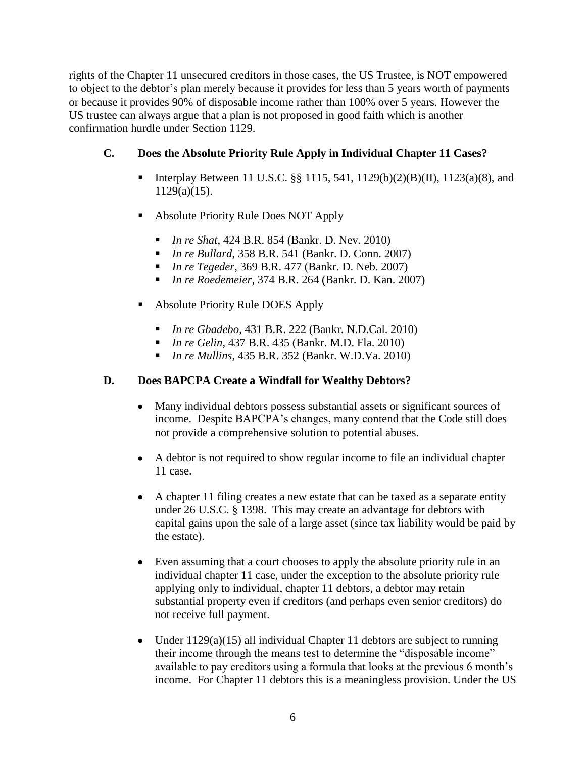rights of the Chapter 11 unsecured creditors in those cases, the US Trustee, is NOT empowered to object to the debtor's plan merely because it provides for less than 5 years worth of payments or because it provides 90% of disposable income rather than 100% over 5 years. However the US trustee can always argue that a plan is not proposed in good faith which is another confirmation hurdle under Section 1129.

### C. Does the Absolute Priority Rule Apply in Individual Chapter 11 Cases?

- Interplay Between 11 U.S.C. §§ 1115, 541, 1129(b)(2)(B)(II), 1123(a)(8), and 1129(a)(15).
- Absolute Priority Rule Does NOT Apply
  - *In re Shat*, 424 B.R. 854 (Bankr. D. Nev. 2010)
  - *In re Bullard*, 358 B.R. 541 (Bankr. D. Conn. 2007)
  - *In re Tegeder*, 369 B.R. 477 (Bankr. D. Neb. 2007)
  - *In re Roedemeier*, 374 B.R. 264 (Bankr. D. Kan. 2007)
- Absolute Priority Rule DOES Apply
  - *In re Gbadebo*, 431 B.R. 222 (Bankr. N.D.Cal. 2010)
  - *In re Gelin*, 437 B.R. 435 (Bankr. M.D. Fla. 2010)
  - *In re Mullins*, 435 B.R. 352 (Bankr. W.D.Va. 2010)

### D. Does BAPCPA Create a Windfall for Wealthy Debtors?

- Many individual debtors possess substantial assets or significant sources of income. Despite BAPCPA's changes, many contend that the Code still does not provide a comprehensive solution to potential abuses.
- A debtor is not required to show regular income to file an individual chapter 11 case.
- A chapter 11 filing creates a new estate that can be taxed as a separate entity under 26 U.S.C. § 1398. This may create an advantage for debtors with capital gains upon the sale of a large asset (since tax liability would be paid by the estate).
- Even assuming that a court chooses to apply the absolute priority rule in an individual chapter 11 case, under the exception to the absolute priority rule applying only to individual, chapter 11 debtors, a debtor may retain substantial property even if creditors (and perhaps even senior creditors) do not receive full payment.
- Under 1129(a)(15) all individual Chapter 11 debtors are subject to running their income through the means test to determine the "disposable income" available to pay creditors using a formula that looks at the previous 6 month's income. For Chapter 11 debtors this is a meaningless provision. Under the US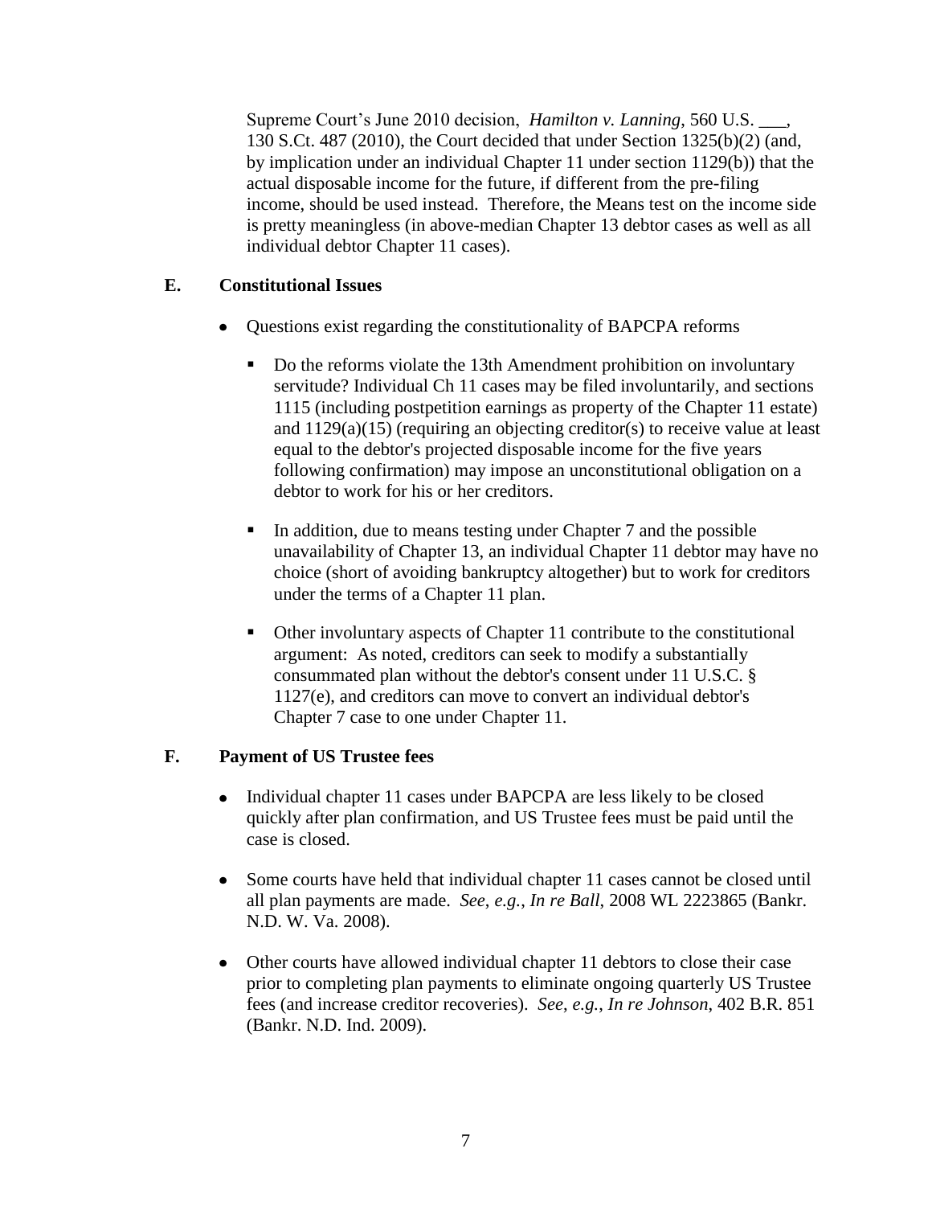Supreme Court's June 2010 decision, *Hamilton v. Lanning*, 560 U.S. ___, 130 S.Ct. 487 (2010), the Court decided that under Section 1325(b)(2) (and, by implication under an individual Chapter 11 under section 1129(b)) that the actual disposable income for the future, if different from the pre-filing income, should be used instead. Therefore, the Means test on the income side is pretty meaningless (in above-median Chapter 13 debtor cases as well as all individual debtor Chapter 11 cases).

### E. Constitutional Issues

- Questions exist regarding the constitutionality of BAPCPA reforms
  - Do the reforms violate the 13th Amendment prohibition on involuntary servitude? Individual Ch 11 cases may be filed involuntarily, and sections 1115 (including postpetition earnings as property of the Chapter 11 estate) and 1129(a)(15) (requiring an objecting creditor(s) to receive value at least equal to the debtor's projected disposable income for the five years following confirmation) may impose an unconstitutional obligation on a debtor to work for his or her creditors.
  - In addition, due to means testing under Chapter 7 and the possible unavailability of Chapter 13, an individual Chapter 11 debtor may have no choice (short of avoiding bankruptcy altogether) but to work for creditors under the terms of a Chapter 11 plan.
  - Other involuntary aspects of Chapter 11 contribute to the constitutional argument: As noted, creditors can seek to modify a substantially consummated plan without the debtor's consent under 11 U.S.C. § 1127(e), and creditors can move to convert an individual debtor's Chapter 7 case to one under Chapter 11.

### F. Payment of US Trustee fees

- Individual chapter 11 cases under BAPCPA are less likely to be closed quickly after plan confirmation, and US Trustee fees must be paid until the case is closed.
- Some courts have held that individual chapter 11 cases cannot be closed until all plan payments are made. *See*, *e.g.*, *In re Ball*, 2008 WL 2223865 (Bankr. N.D. W. Va. 2008).
- Other courts have allowed individual chapter 11 debtors to close their case prior to completing plan payments to eliminate ongoing quarterly US Trustee fees (and increase creditor recoveries). *See*, *e.g.*, *In re Johnson*, 402 B.R. 851 (Bankr. N.D. Ind. 2009).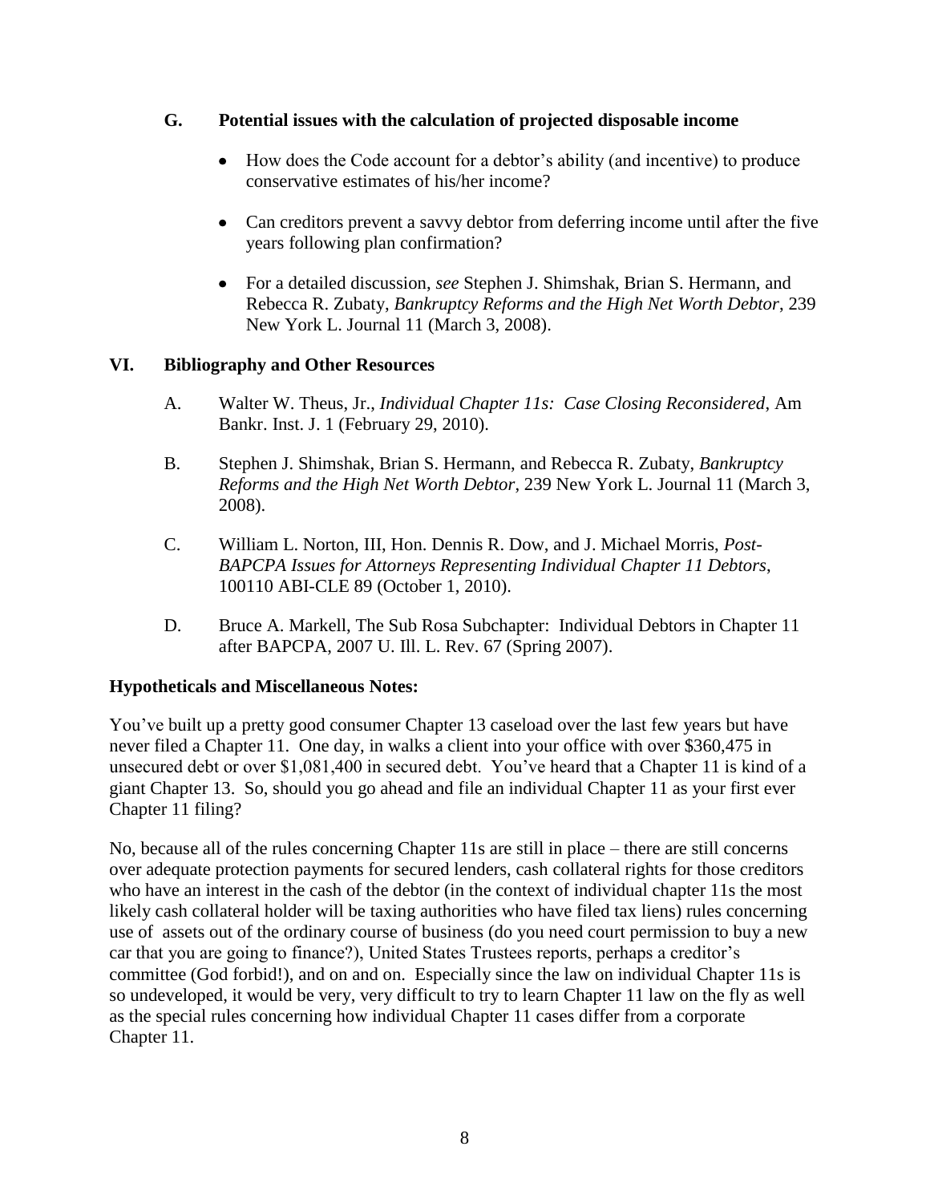### G. Potential issues with the calculation of projected disposable income

- How does the Code account for a debtor's ability (and incentive) to produce conservative estimates of his/her income?
- Can creditors prevent a savvy debtor from deferring income until after the five years following plan confirmation?
- For a detailed discussion, *see* Stephen J. Shimshak, Brian S. Hermann, and Rebecca R. Zubaty, *Bankruptcy Reforms and the High Net Worth Debtor*, 239 New York L. Journal 11 (March 3, 2008).

## VI. Bibliography and Other Resources

A. Walter W. Theus, Jr., *Individual Chapter 11s: Case Closing Reconsidered*, Am Bankr. Inst. J. 1 (February 29, 2010).

B. Stephen J. Shimshak, Brian S. Hermann, and Rebecca R. Zubaty, *Bankruptcy Reforms and the High Net Worth Debtor*, 239 New York L. Journal 11 (March 3, 2008).

C. William L. Norton, III, Hon. Dennis R. Dow, and J. Michael Morris, *Post-BAPCPA Issues for Attorneys Representing Individual Chapter 11 Debtors*, 100110 ABI-CLE 89 (October 1, 2010).

D. Bruce A. Markell, The Sub Rosa Subchapter: Individual Debtors in Chapter 11 after BAPCPA, 2007 U. Ill. L. Rev. 67 (Spring 2007).

**Hypotheticals and Miscellaneous Notes:**

You've built up a pretty good consumer Chapter 13 caseload over the last few years but have never filed a Chapter 11. One day, in walks a client into your office with over $360,475 in unsecured debt or over $1,081,400 in secured debt. You've heard that a Chapter 11 is kind of a giant Chapter 13. So, should you go ahead and file an individual Chapter 11 as your first ever Chapter 11 filing?

No, because all of the rules concerning Chapter 11s are still in place – there are still concerns over adequate protection payments for secured lenders, cash collateral rights for those creditors who have an interest in the cash of the debtor (in the context of individual chapter 11s the most likely cash collateral holder will be taxing authorities who have filed tax liens) rules concerning use of assets out of the ordinary course of business (do you need court permission to buy a new car that you are going to finance?), United States Trustees reports, perhaps a creditor's committee (God forbid!), and on and on. Especially since the law on individual Chapter 11s is so undeveloped, it would be very, very difficult to try to learn Chapter 11 law on the fly as well as the special rules concerning how individual Chapter 11 cases differ from a corporate Chapter 11.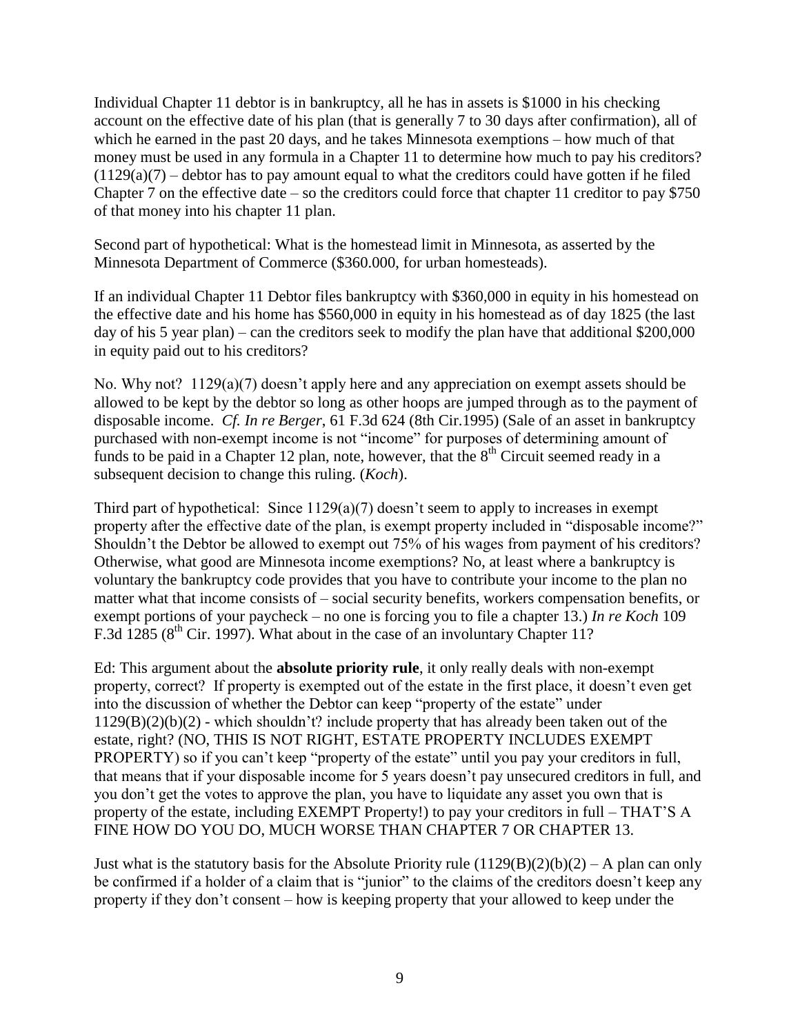Individual Chapter 11 debtor is in bankruptcy, all he has in assets is $1000 in his checking account on the effective date of his plan (that is generally 7 to 30 days after confirmation), all of which he earned in the past 20 days, and he takes Minnesota exemptions – how much of that money must be used in any formula in a Chapter 11 to determine how much to pay his creditors? (1129(a)(7) – debtor has to pay amount equal to what the creditors could have gotten if he filed Chapter 7 on the effective date – so the creditors could force that chapter 11 creditor to pay $750 of that money into his chapter 11 plan.

Second part of hypothetical: What is the homestead limit in Minnesota, as asserted by the Minnesota Department of Commerce ($360.000, for urban homesteads).

If an individual Chapter 11 Debtor files bankruptcy with $360,000 in equity in his homestead on the effective date and his home has $560,000 in equity in his homestead as of day 1825 (the last day of his 5 year plan) – can the creditors seek to modify the plan have that additional $200,000 in equity paid out to his creditors?

No. Why not? 1129(a)(7) doesn't apply here and any appreciation on exempt assets should be allowed to be kept by the debtor so long as other hoops are jumped through as to the payment of disposable income. *Cf. In re Berger*, 61 F.3d 624 (8th Cir.1995) (Sale of an asset in bankruptcy purchased with non-exempt income is not "income" for purposes of determining amount of funds to be paid in a Chapter 12 plan, note, however, that the 8th Circuit seemed ready in a subsequent decision to change this ruling. (*Koch*).

Third part of hypothetical: Since 1129(a)(7) doesn't seem to apply to increases in exempt property after the effective date of the plan, is exempt property included in "disposable income?" Shouldn't the Debtor be allowed to exempt out 75% of his wages from payment of his creditors? Otherwise, what good are Minnesota income exemptions? No, at least where a bankruptcy is voluntary the bankruptcy code provides that you have to contribute your income to the plan no matter what that income consists of – social security benefits, workers compensation benefits, or exempt portions of your paycheck – no one is forcing you to file a chapter 13.) *In re Koch* 109 F.3d 1285 (8th Cir. 1997). What about in the case of an involuntary Chapter 11?

Ed: This argument about the **absolute priority rule**, it only really deals with non-exempt property, correct? If property is exempted out of the estate in the first place, it doesn't even get into the discussion of whether the Debtor can keep "property of the estate" under 1129(B)(2)(b)(2) - which shouldn't? include property that has already been taken out of the estate, right? (NO, THIS IS NOT RIGHT, ESTATE PROPERTY INCLUDES EXEMPT PROPERTY) so if you can't keep "property of the estate" until you pay your creditors in full, that means that if your disposable income for 5 years doesn't pay unsecured creditors in full, and you don't get the votes to approve the plan, you have to liquidate any asset you own that is property of the estate, including EXEMPT Property!) to pay your creditors in full – THAT'S A FINE HOW DO YOU DO, MUCH WORSE THAN CHAPTER 7 OR CHAPTER 13.

Just what is the statutory basis for the Absolute Priority rule (1129(B)(2)(b)(2) – A plan can only be confirmed if a holder of a claim that is "junior" to the claims of the creditors doesn't keep any property if they don't consent – how is keeping property that your allowed to keep under the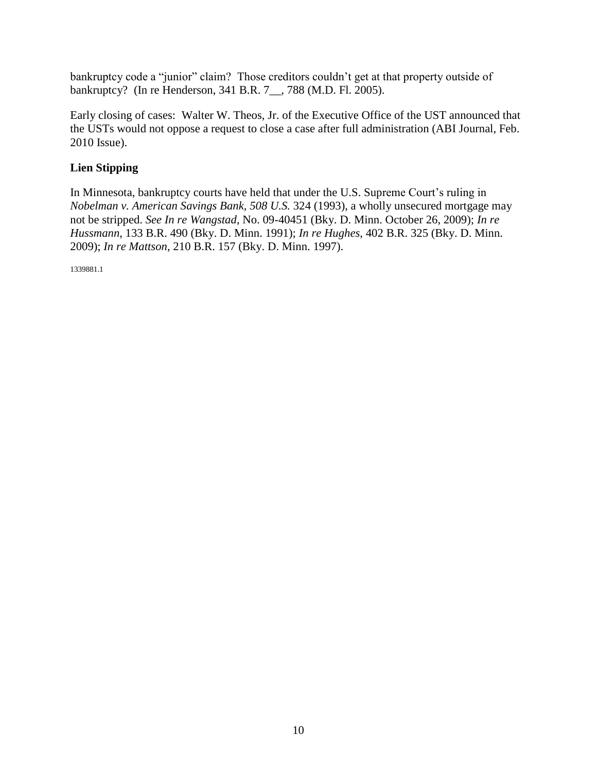bankruptcy code a “junior” claim? Those creditors couldn’t get at that property outside of bankruptcy? (In re Henderson, 341 B.R. 7__, 788 (M.D. Fl. 2005).

Early closing of cases: Walter W. Theos, Jr. of the Executive Office of the UST announced that the USTs would not oppose a request to close a case after full administration (ABI Journal, Feb. 2010 Issue).

**Lien Stipping**

In Minnesota, bankruptcy courts have held that under the U.S. Supreme Court’s ruling in *Nobelman v. American Savings Bank, 508 U.S.* 324 (1993), a wholly unsecured mortgage may not be stripped. *See In re Wangstad*, No. 09-40451 (Bky. D. Minn. October 26, 2009); *In re Hussmann*, 133 B.R. 490 (Bky. D. Minn. 1991); *In re Hughes*, 402 B.R. 325 (Bky. D. Minn. 2009); *In re Mattson*, 210 B.R. 157 (Bky. D. Minn. 1997).

1339881.1